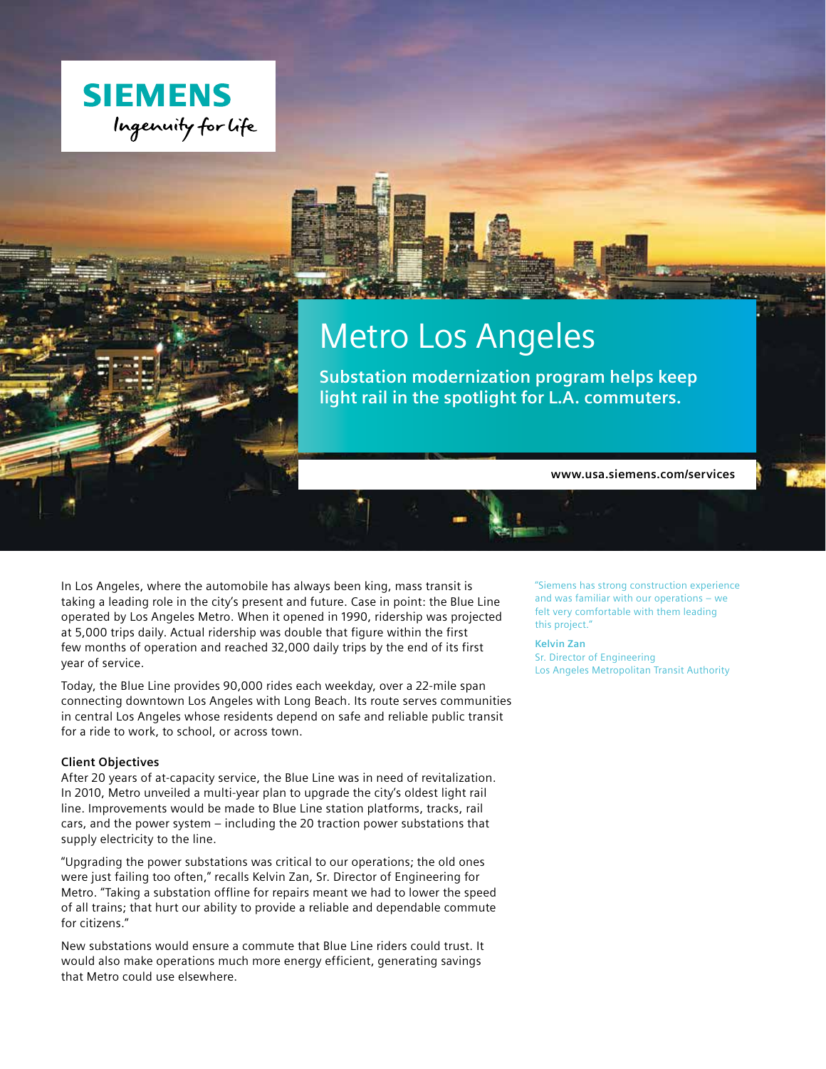SIEMENS

Ingenuity for life

# Metro Los Angeles

**Substation modernization program helps keep light rail in the spotlight for L.A. commuters.**

**www.usa.siemens.com/services**

In Los Angeles, where the automobile has always been king, mass transit is taking a leading role in the city's present and future. Case in point: the Blue Line operated by Los Angeles Metro. When it opened in 1990, ridership was projected at 5,000 trips daily. Actual ridership was double that figure within the first few months of operation and reached 32,000 daily trips by the end of its first year of service.

Today, the Blue Line provides 90,000 rides each weekday, over a 22-mile span connecting downtown Los Angeles with Long Beach. Its route serves communities in central Los Angeles whose residents depend on safe and reliable public transit for a ride to work, to school, or across town.

**Client Objectives**

After 20 years of at-capacity service, the Blue Line was in need of revitalization. In 2010, Metro unveiled a multi-year plan to upgrade the city's oldest light rail line. Improvements would be made to Blue Line station platforms, tracks, rail cars, and the power system – including the 20 traction power substations that supply electricity to the line.

"Upgrading the power substations was critical to our operations; the old ones were just failing too often," recalls Kelvin Zan, Sr. Director of Engineering for Metro. "Taking a substation offline for repairs meant we had to lower the speed of all trains; that hurt our ability to provide a reliable and dependable commute for citizens."

New substations would ensure a commute that Blue Line riders could trust. It would also make operations much more energy efficient, generating savings that Metro could use elsewhere.

"Siemens has strong construction experience and was familiar with our operations – we felt very comfortable with them leading this project."

**Kelvin Zan**
Sr. Director of Engineering
Los Angeles Metropolitan Transit Authority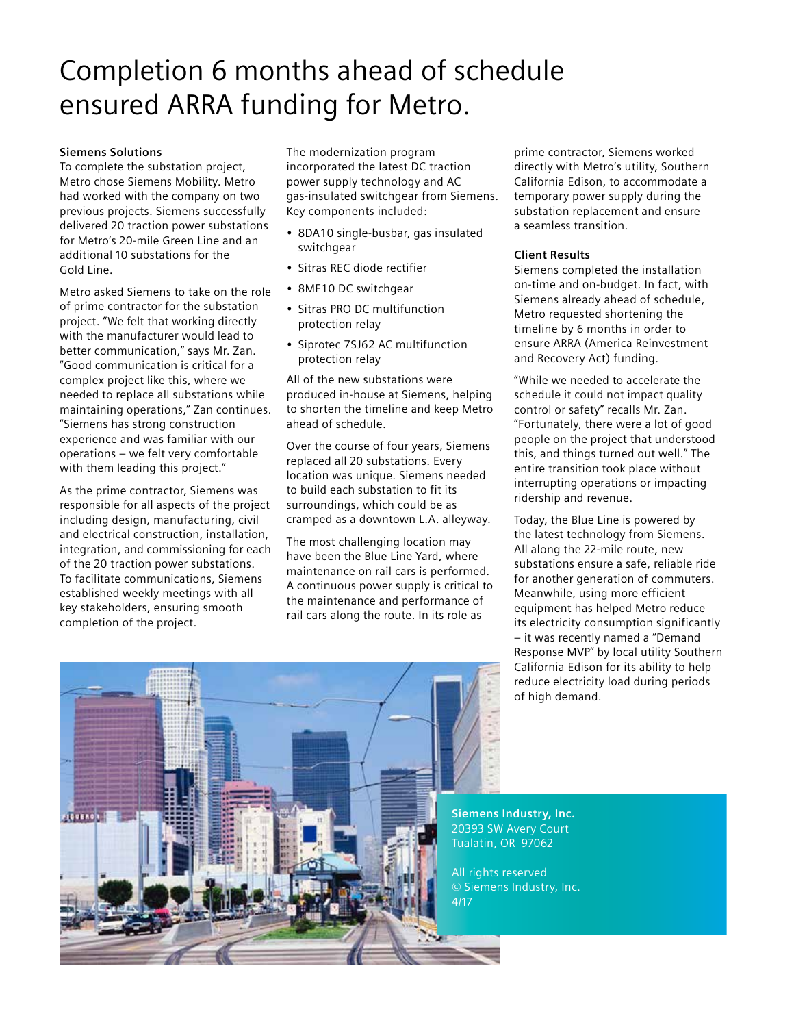# Completion 6 months ahead of schedule ensured ARRA funding for Metro.

**Siemens Solutions**

To complete the substation project, Metro chose Siemens Mobility. Metro had worked with the company on two previous projects. Siemens successfully delivered 20 traction power substations for Metro's 20-mile Green Line and an additional 10 substations for the Gold Line.

Metro asked Siemens to take on the role of prime contractor for the substation project. "We felt that working directly with the manufacturer would lead to better communication," says Mr. Zan. "Good communication is critical for a complex project like this, where we needed to replace all substations while maintaining operations," Zan continues. "Siemens has strong construction experience and was familiar with our operations – we felt very comfortable with them leading this project."

As the prime contractor, Siemens was responsible for all aspects of the project including design, manufacturing, civil and electrical construction, installation, integration, and commissioning for each of the 20 traction power substations. To facilitate communications, Siemens established weekly meetings with all key stakeholders, ensuring smooth completion of the project.

The modernization program incorporated the latest DC traction power supply technology and AC gas-insulated switchgear from Siemens. Key components included:

- 8DA10 single-busbar, gas insulated switchgear
- Sitras REC diode rectifier
- 8MF10 DC switchgear
- Sitras PRO DC multifunction protection relay
- Siprotec 7SJ62 AC multifunction protection relay

All of the new substations were produced in-house at Siemens, helping to shorten the timeline and keep Metro ahead of schedule.

Over the course of four years, Siemens replaced all 20 substations. Every location was unique. Siemens needed to build each substation to fit its surroundings, which could be as cramped as a downtown L.A. alleyway.

The most challenging location may have been the Blue Line Yard, where maintenance on rail cars is performed. A continuous power supply is critical to the maintenance and performance of rail cars along the route. In its role as prime contractor, Siemens worked directly with Metro's utility, Southern California Edison, to accommodate a temporary power supply during the substation replacement and ensure a seamless transition.

**Client Results**

Siemens completed the installation on-time and on-budget. In fact, with Siemens already ahead of schedule, Metro requested shortening the timeline by 6 months in order to ensure ARRA (America Reinvestment and Recovery Act) funding.

"While we needed to accelerate the schedule it could not impact quality control or safety" recalls Mr. Zan. "Fortunately, there were a lot of good people on the project that understood this, and things turned out well." The entire transition took place without interrupting operations or impacting ridership and revenue.

Today, the Blue Line is powered by the latest technology from Siemens. All along the 22-mile route, new substations ensure a safe, reliable ride for another generation of commuters. Meanwhile, using more efficient equipment has helped Metro reduce its electricity consumption significantly – it was recently named a "Demand Response MVP" by local utility Southern California Edison for its ability to help reduce electricity load during periods of high demand.

**Siemens Industry, Inc.**
20393 SW Avery Court
Tualatin, OR 97062

All rights reserved
© Siemens Industry, Inc.
4/17